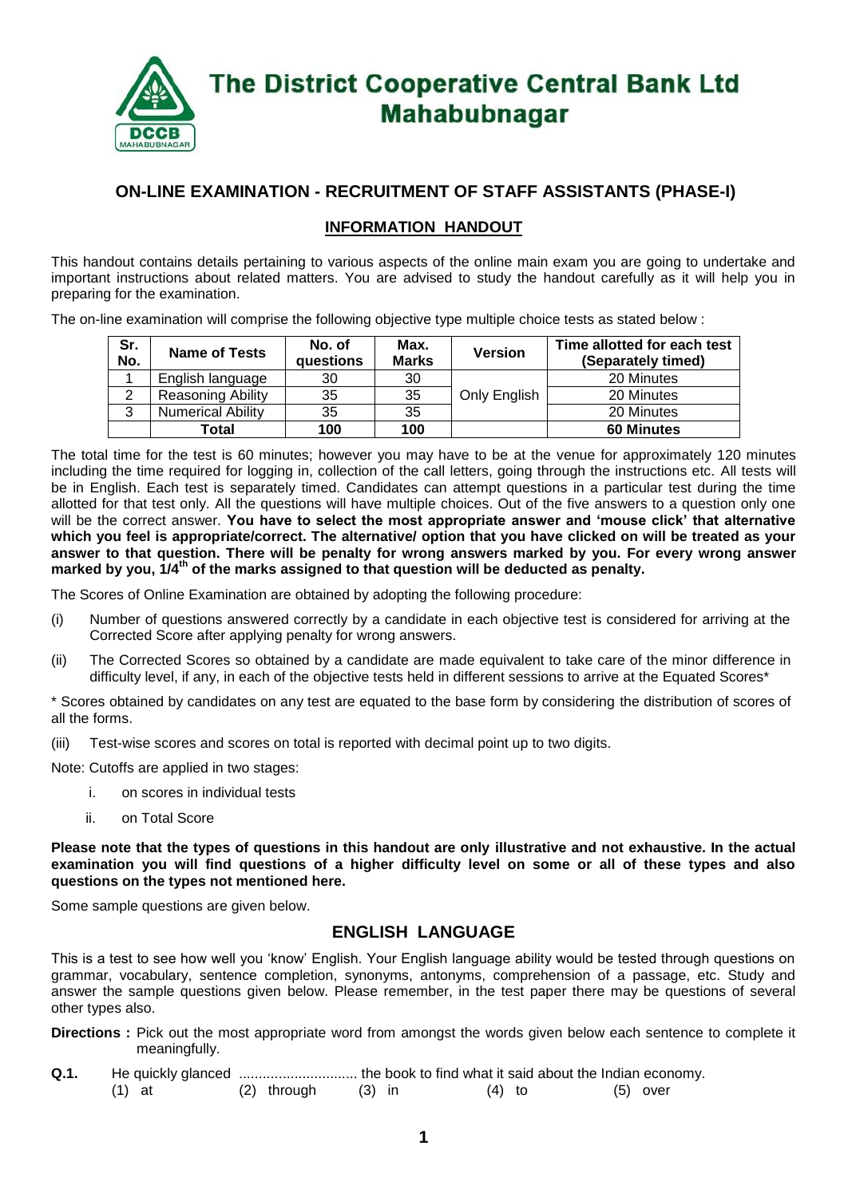# The District Cooperative Central Bank Ltd Mahabubnagar

## ON-LINE EXAMINATION - RECRUITMENT OF STAFF ASSISTANTS (PHASE-I)

### INFORMATION HANDOUT

This handout contains details pertaining to various aspects of the online main exam you are going to undertake and important instructions about related matters. You are advised to study the handout carefully as it will help you in preparing for the examination.

The on-line examination will comprise the following objective type multiple choice tests as stated below :

| Sr. No. | Name of Tests | No. of questions | Max. Marks | Version | Time allotted for each test (Separately timed) |
|---|---|---|---|---|---|
| 1 | English language | 30 | 30 | Only English | 20 Minutes |
| 2 | Reasoning Ability | 35 | 35 | | 20 Minutes |
| 3 | Numerical Ability | 35 | 35 | | 20 Minutes |
| | **Total** | **100** | **100** | | **60 Minutes** |

The total time for the test is 60 minutes; however you may have to be at the venue for approximately 120 minutes including the time required for logging in, collection of the call letters, going through the instructions etc. All tests will be in English. Each test is separately timed. Candidates can attempt questions in a particular test during the time allotted for that test only. All the questions will have multiple choices. Out of the five answers to a question only one will be the correct answer. **You have to select the most appropriate answer and 'mouse click' that alternative which you feel is appropriate/correct. The alternative/ option that you have clicked on will be treated as your answer to that question. There will be penalty for wrong answers marked by you. For every wrong answer marked by you, 1/4th of the marks assigned to that question will be deducted as penalty.**

The Scores of Online Examination are obtained by adopting the following procedure:

(i) Number of questions answered correctly by a candidate in each objective test is considered for arriving at the Corrected Score after applying penalty for wrong answers.

(ii) The Corrected Scores so obtained by a candidate are made equivalent to take care of the minor difference in difficulty level, if any, in each of the objective tests held in different sessions to arrive at the Equated Scores*

\* Scores obtained by candidates on any test are equated to the base form by considering the distribution of scores of all the forms.

(iii) Test-wise scores and scores on total is reported with decimal point up to two digits.

Note: Cutoffs are applied in two stages:

i. on scores in individual tests

ii. on Total Score

**Please note that the types of questions in this handout are only illustrative and not exhaustive. In the actual examination you will find questions of a higher difficulty level on some or all of these types and also questions on the types not mentioned here.**

Some sample questions are given below.

## ENGLISH LANGUAGE

This is a test to see how well you 'know' English. Your English language ability would be tested through questions on grammar, vocabulary, sentence completion, synonyms, antonyms, comprehension of a passage, etc. Study and answer the sample questions given below. Please remember, in the test paper there may be questions of several other types also.

**Directions :** Pick out the most appropriate word from amongst the words given below each sentence to complete it meaningfully.

**Q.1.** He quickly glanced .............................. the book to find what it said about the Indian economy.

(1) at (2) through (3) in (4) to (5) over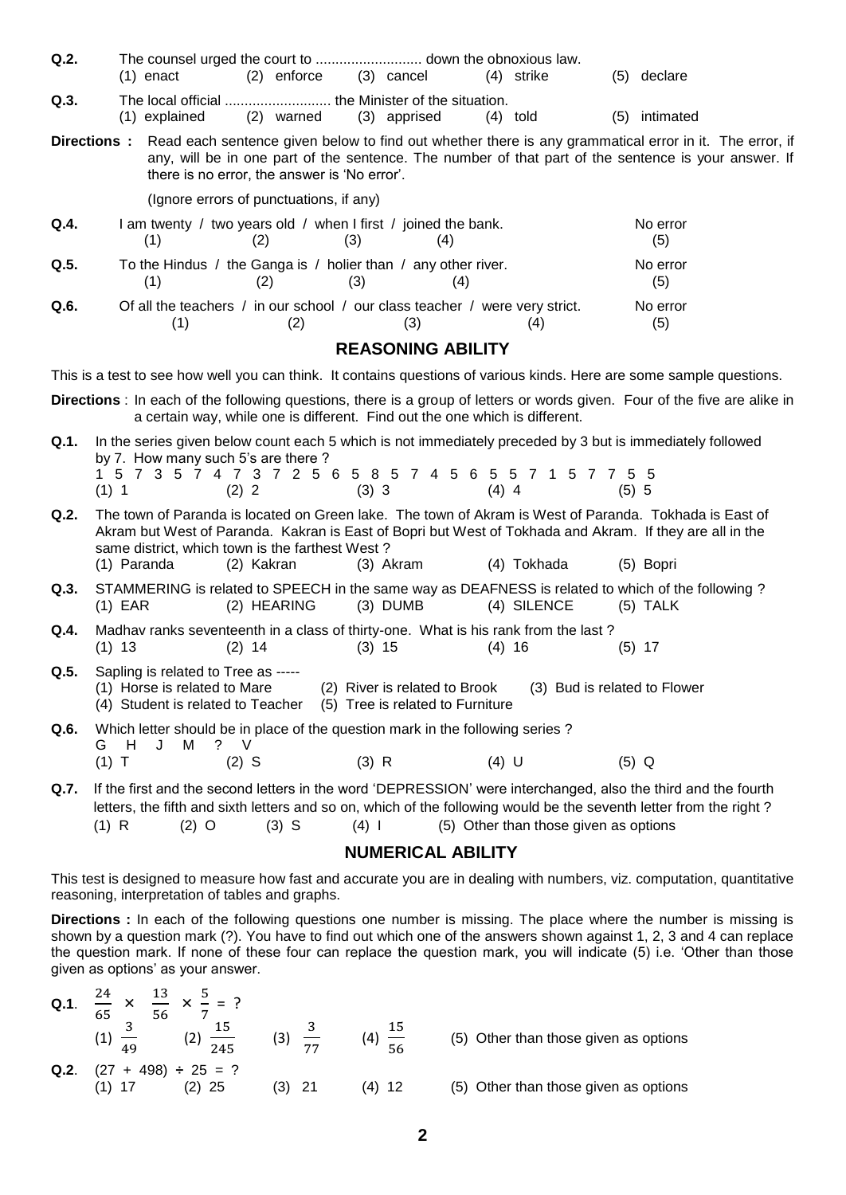**Q.2.** The counsel urged the court to ........................... down the obnoxious law.

(1) enact (2) enforce (3) cancel (4) strike (5) declare

**Q.3.** The local official ........................... the Minister of the situation.

(1) explained (2) warned (3) apprised (4) told (5) intimated

**Directions :** Read each sentence given below to find out whether there is any grammatical error in it. The error, if any, will be in one part of the sentence. The number of that part of the sentence is your answer. If there is no error, the answer is 'No error'.

(Ignore errors of punctuations, if any)

**Q.4.** I am twenty (1) / two years old (2) / when I first (3) / joined the bank. (4) No error (5)

**Q.5.** To the Hindus (1) / the Ganga is (2) / holier than (3) / any other river. (4) No error (5)

**Q.6.** Of all the teachers (1) / in our school (2) / our class teacher (3) / were very strict. (4) No error (5)

## REASONING ABILITY

This is a test to see how well you can think. It contains questions of various kinds. Here are some sample questions.

**Directions** : In each of the following questions, there is a group of letters or words given. Four of the five are alike in a certain way, while one is different. Find out the one which is different.

**Q.1.** In the series given below count each 5 which is not immediately preceded by 3 but is immediately followed by 7. How many such 5's are there ?

1 5 7 3 5 7 4 7 3 7 2 5 6 5 8 5 7 4 5 6 5 5 7 1 5 7 7 5 5

(1) 1 (2) 2 (3) 3 (4) 4 (5) 5

**Q.2.** The town of Paranda is located on Green lake. The town of Akram is West of Paranda. Tokhada is East of Akram but West of Paranda. Kakran is East of Bopri but West of Tokhada and Akram. If they are all in the same district, which town is the farthest West ?

(1) Paranda (2) Kakran (3) Akram (4) Tokhada (5) Bopri

**Q.3.** STAMMERING is related to SPEECH in the same way as DEAFNESS is related to which of the following ?

(1) EAR (2) HEARING (3) DUMB (4) SILENCE (5) TALK

**Q.4.** Madhav ranks seventeenth in a class of thirty-one. What is his rank from the last ?

(1) 13 (2) 14 (3) 15 (4) 16 (5) 17

**Q.5.** Sapling is related to Tree as -----

(1) Horse is related to Mare (2) River is related to Brook (3) Bud is related to Flower
(4) Student is related to Teacher (5) Tree is related to Furniture

**Q.6.** Which letter should be in place of the question mark in the following series ?

G H J M ? V

(1) T (2) S (3) R (4) U (5) Q

**Q.7.** If the first and the second letters in the word 'DEPRESSION' were interchanged, also the third and the fourth letters, the fifth and sixth letters and so on, which of the following would be the seventh letter from the right ?

(1) R (2) O (3) S (4) I (5) Other than those given as options

## NUMERICAL ABILITY

This test is designed to measure how fast and accurate you are in dealing with numbers, viz. computation, quantitative reasoning, interpretation of tables and graphs.

**Directions :** In each of the following questions one number is missing. The place where the number is missing is shown by a question mark (?). You have to find out which one of the answers shown against 1, 2, 3 and 4 can replace the question mark. If none of these four can replace the question mark, you will indicate (5) i.e. 'Other than those given as options' as your answer.

**Q.1**. $\frac{24}{65} \times \frac{13}{56} \times \frac{5}{7} = ?$

(1) $\frac{3}{49}$ (2) $\frac{15}{245}$ (3) $\frac{3}{77}$ (4) $\frac{15}{56}$ (5) Other than those given as options

**Q.2**. $(27 + 498) \div 25 = ?$

(1) 17 (2) 25 (3) 21 (4) 12 (5) Other than those given as options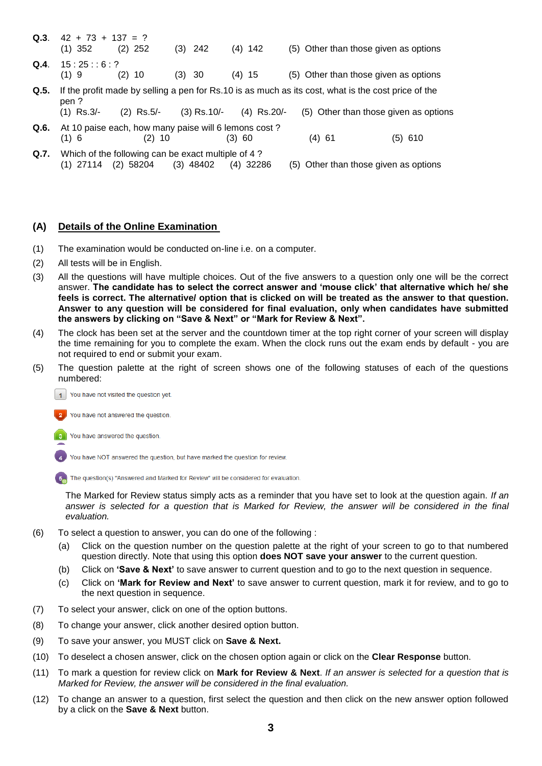**Q.3.** 42 + 73 + 137 = ?
(1) 352 (2) 252 (3) 242 (4) 142 (5) Other than those given as options

**Q.4.** 15 : 25 : : 6 : ?
(1) 9 (2) 10 (3) 30 (4) 15 (5) Other than those given as options

**Q.5.** If the profit made by selling a pen for Rs.10 is as much as its cost, what is the cost price of the pen ?
(1) Rs.3/- (2) Rs.5/- (3) Rs.10/- (4) Rs.20/- (5) Other than those given as options

**Q.6.** At 10 paise each, how many paise will 6 lemons cost ?
(1) 6 (2) 10 (3) 60 (4) 61 (5) 610

**Q.7.** Which of the following can be exact multiple of 4 ?
(1) 27114 (2) 58204 (3) 48402 (4) 32286 (5) Other than those given as options

## (A) Details of the Online Examination

(1) The examination would be conducted on-line i.e. on a computer.

(2) All tests will be in English.

(3) All the questions will have multiple choices. Out of the five answers to a question only one will be the correct answer. **The candidate has to select the correct answer and 'mouse click' that alternative which he/ she feels is correct. The alternative/ option that is clicked on will be treated as the answer to that question. Answer to any question will be considered for final evaluation, only when candidates have submitted the answers by clicking on "Save & Next" or "Mark for Review & Next".**

(4) The clock has been set at the server and the countdown timer at the top right corner of your screen will display the time remaining for you to complete the exam. When the clock runs out the exam ends by default - you are not required to end or submit your exam.

(5) The question palette at the right of screen shows one of the following statuses of each of the questions numbered:

1 You have not visited the question yet.

2 You have not answered the question.

3 You have answered the question.

4 You have NOT answered the question, but have marked the question for review.

5 The question(s) "Answered and Marked for Review" will be considered for evaluation.

The Marked for Review status simply acts as a reminder that you have set to look at the question again. *If an answer is selected for a question that is Marked for Review, the answer will be considered in the final evaluation.*

(6) To select a question to answer, you can do one of the following :

(a) Click on the question number on the question palette at the right of your screen to go to that numbered question directly. Note that using this option **does NOT save your answer** to the current question.

(b) Click on **'Save & Next'** to save answer to current question and to go to the next question in sequence.

(c) Click on **'Mark for Review and Next'** to save answer to current question, mark it for review, and to go to the next question in sequence.

(7) To select your answer, click on one of the option buttons.

(8) To change your answer, click another desired option button.

(9) To save your answer, you MUST click on **Save & Next.**

(10) To deselect a chosen answer, click on the chosen option again or click on the **Clear Response** button.

(11) To mark a question for review click on **Mark for Review & Next**. *If an answer is selected for a question that is Marked for Review, the answer will be considered in the final evaluation.*

(12) To change an answer to a question, first select the question and then click on the new answer option followed by a click on the **Save & Next** button.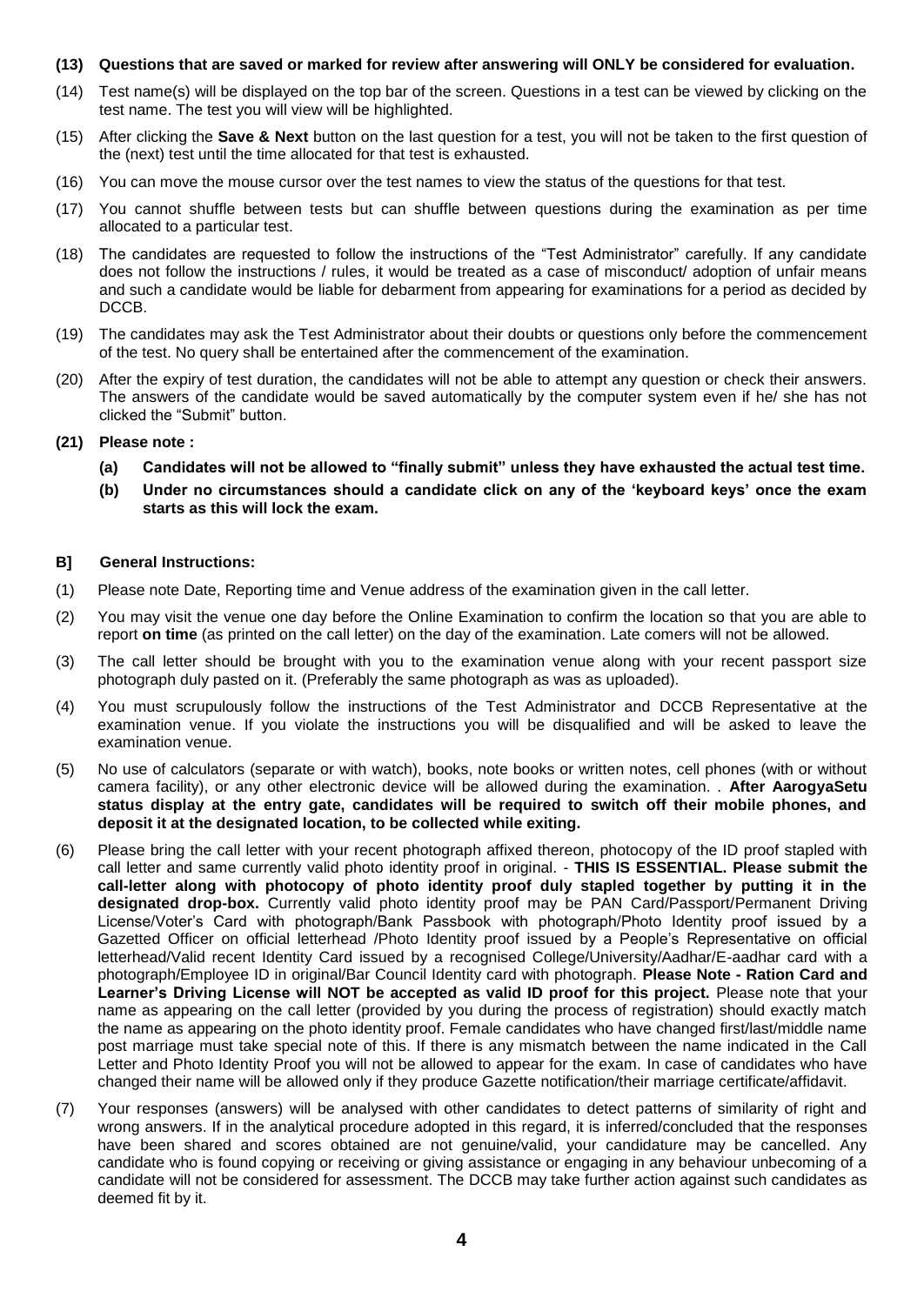**(13) Questions that are saved or marked for review after answering will ONLY be considered for evaluation.**

(14) Test name(s) will be displayed on the top bar of the screen. Questions in a test can be viewed by clicking on the test name. The test you will view will be highlighted.

(15) After clicking the **Save & Next** button on the last question for a test, you will not be taken to the first question of the (next) test until the time allocated for that test is exhausted.

(16) You can move the mouse cursor over the test names to view the status of the questions for that test.

(17) You cannot shuffle between tests but can shuffle between questions during the examination as per time allocated to a particular test.

(18) The candidates are requested to follow the instructions of the "Test Administrator" carefully. If any candidate does not follow the instructions / rules, it would be treated as a case of misconduct/ adoption of unfair means and such a candidate would be liable for debarment from appearing for examinations for a period as decided by DCCB.

(19) The candidates may ask the Test Administrator about their doubts or questions only before the commencement of the test. No query shall be entertained after the commencement of the examination.

(20) After the expiry of test duration, the candidates will not be able to attempt any question or check their answers. The answers of the candidate would be saved automatically by the computer system even if he/ she has not clicked the "Submit" button.

**(21) Please note :**

**(a) Candidates will not be allowed to "finally submit" unless they have exhausted the actual test time.**

**(b) Under no circumstances should a candidate click on any of the 'keyboard keys' once the exam starts as this will lock the exam.**

## B] General Instructions:

(1) Please note Date, Reporting time and Venue address of the examination given in the call letter.

(2) You may visit the venue one day before the Online Examination to confirm the location so that you are able to report **on time** (as printed on the call letter) on the day of the examination. Late comers will not be allowed.

(3) The call letter should be brought with you to the examination venue along with your recent passport size photograph duly pasted on it. (Preferably the same photograph as was as uploaded).

(4) You must scrupulously follow the instructions of the Test Administrator and DCCB Representative at the examination venue. If you violate the instructions you will be disqualified and will be asked to leave the examination venue.

(5) No use of calculators (separate or with watch), books, note books or written notes, cell phones (with or without camera facility), or any other electronic device will be allowed during the examination. . **After AarogyaSetu status display at the entry gate, candidates will be required to switch off their mobile phones, and deposit it at the designated location, to be collected while exiting.**

(6) Please bring the call letter with your recent photograph affixed thereon, photocopy of the ID proof stapled with call letter and same currently valid photo identity proof in original. - **THIS IS ESSENTIAL. Please submit the call-letter along with photocopy of photo identity proof duly stapled together by putting it in the designated drop-box.** Currently valid photo identity proof may be PAN Card/Passport/Permanent Driving License/Voter's Card with photograph/Bank Passbook with photograph/Photo Identity proof issued by a Gazetted Officer on official letterhead /Photo Identity proof issued by a People's Representative on official letterhead/Valid recent Identity Card issued by a recognised College/University/Aadhar/E-aadhar card with a photograph/Employee ID in original/Bar Council Identity card with photograph. **Please Note - Ration Card and Learner's Driving License will NOT be accepted as valid ID proof for this project.** Please note that your name as appearing on the call letter (provided by you during the process of registration) should exactly match the name as appearing on the photo identity proof. Female candidates who have changed first/last/middle name post marriage must take special note of this. If there is any mismatch between the name indicated in the Call Letter and Photo Identity Proof you will not be allowed to appear for the exam. In case of candidates who have changed their name will be allowed only if they produce Gazette notification/their marriage certificate/affidavit.

(7) Your responses (answers) will be analysed with other candidates to detect patterns of similarity of right and wrong answers. If in the analytical procedure adopted in this regard, it is inferred/concluded that the responses have been shared and scores obtained are not genuine/valid, your candidature may be cancelled. Any candidate who is found copying or receiving or giving assistance or engaging in any behaviour unbecoming of a candidate will not be considered for assessment. The DCCB may take further action against such candidates as deemed fit by it.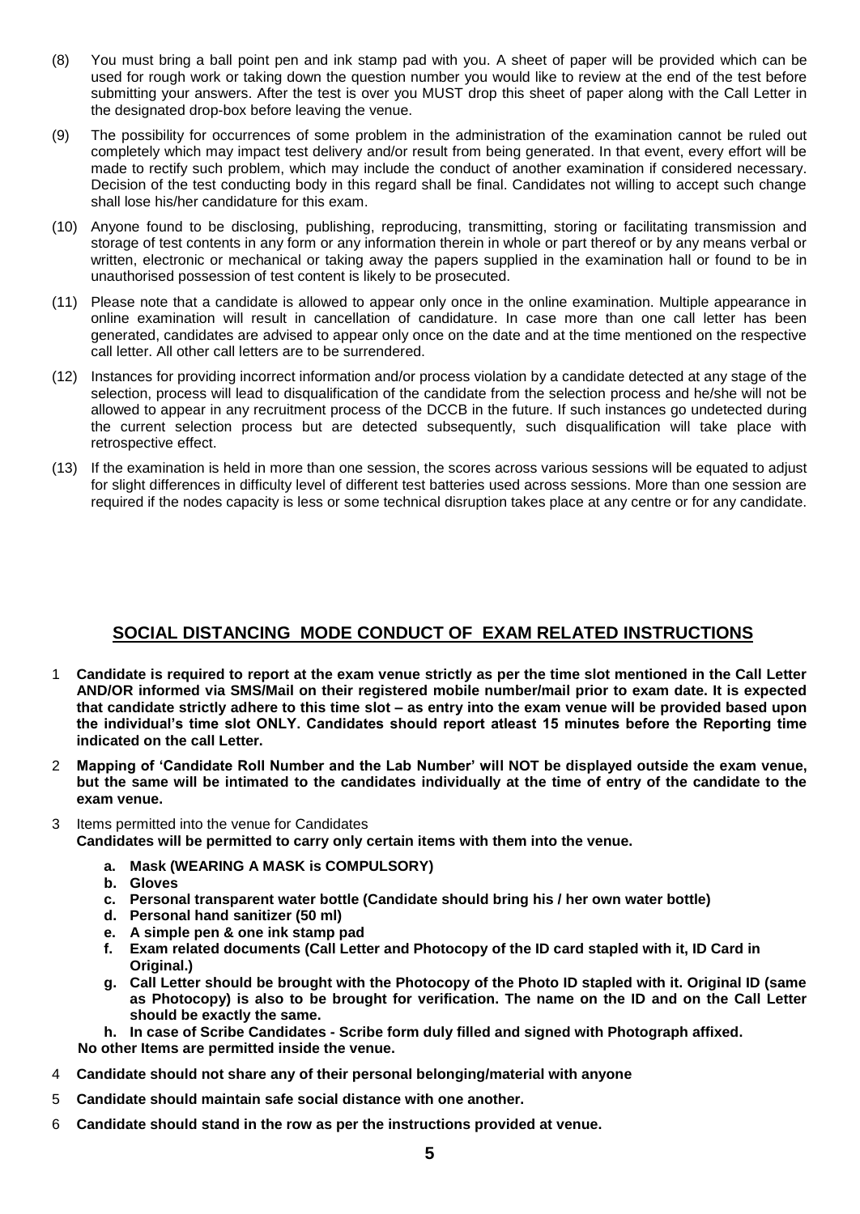(8) You must bring a ball point pen and ink stamp pad with you. A sheet of paper will be provided which can be used for rough work or taking down the question number you would like to review at the end of the test before submitting your answers. After the test is over you MUST drop this sheet of paper along with the Call Letter in the designated drop-box before leaving the venue.

(9) The possibility for occurrences of some problem in the administration of the examination cannot be ruled out completely which may impact test delivery and/or result from being generated. In that event, every effort will be made to rectify such problem, which may include the conduct of another examination if considered necessary. Decision of the test conducting body in this regard shall be final. Candidates not willing to accept such change shall lose his/her candidature for this exam.

(10) Anyone found to be disclosing, publishing, reproducing, transmitting, storing or facilitating transmission and storage of test contents in any form or any information therein in whole or part thereof or by any means verbal or written, electronic or mechanical or taking away the papers supplied in the examination hall or found to be in unauthorised possession of test content is likely to be prosecuted.

(11) Please note that a candidate is allowed to appear only once in the online examination. Multiple appearance in online examination will result in cancellation of candidature. In case more than one call letter has been generated, candidates are advised to appear only once on the date and at the time mentioned on the respective call letter. All other call letters are to be surrendered.

(12) Instances for providing incorrect information and/or process violation by a candidate detected at any stage of the selection, process will lead to disqualification of the candidate from the selection process and he/she will not be allowed to appear in any recruitment process of the DCCB in the future. If such instances go undetected during the current selection process but are detected subsequently, such disqualification will take place with retrospective effect.

(13) If the examination is held in more than one session, the scores across various sessions will be equated to adjust for slight differences in difficulty level of different test batteries used across sessions. More than one session are required if the nodes capacity is less or some technical disruption takes place at any centre or for any candidate.

## SOCIAL DISTANCING MODE CONDUCT OF EXAM RELATED INSTRUCTIONS

1 **Candidate is required to report at the exam venue strictly as per the time slot mentioned in the Call Letter AND/OR informed via SMS/Mail on their registered mobile number/mail prior to exam date. It is expected that candidate strictly adhere to this time slot – as entry into the exam venue will be provided based upon the individual's time slot ONLY. Candidates should report atleast 15 minutes before the Reporting time indicated on the call Letter.**

2 **Mapping of 'Candidate Roll Number and the Lab Number' will NOT be displayed outside the exam venue, but the same will be intimated to the candidates individually at the time of entry of the candidate to the exam venue.**

3 Items permitted into the venue for Candidates
**Candidates will be permitted to carry only certain items with them into the venue.**

   a. **Mask (WEARING A MASK is COMPULSORY)**
   b. **Gloves**
   c. **Personal transparent water bottle (Candidate should bring his / her own water bottle)**
   d. **Personal hand sanitizer (50 ml)**
   e. **A simple pen & one ink stamp pad**
   f. **Exam related documents (Call Letter and Photocopy of the ID card stapled with it, ID Card in Original.)**
   g. **Call Letter should be brought with the Photocopy of the Photo ID stapled with it. Original ID (same as Photocopy) is also to be brought for verification. The name on the ID and on the Call Letter should be exactly the same.**
   h. **In case of Scribe Candidates - Scribe form duly filled and signed with Photograph affixed.**

**No other Items are permitted inside the venue.**

4 **Candidate should not share any of their personal belonging/material with anyone**

5 **Candidate should maintain safe social distance with one another.**

6 **Candidate should stand in the row as per the instructions provided at venue.**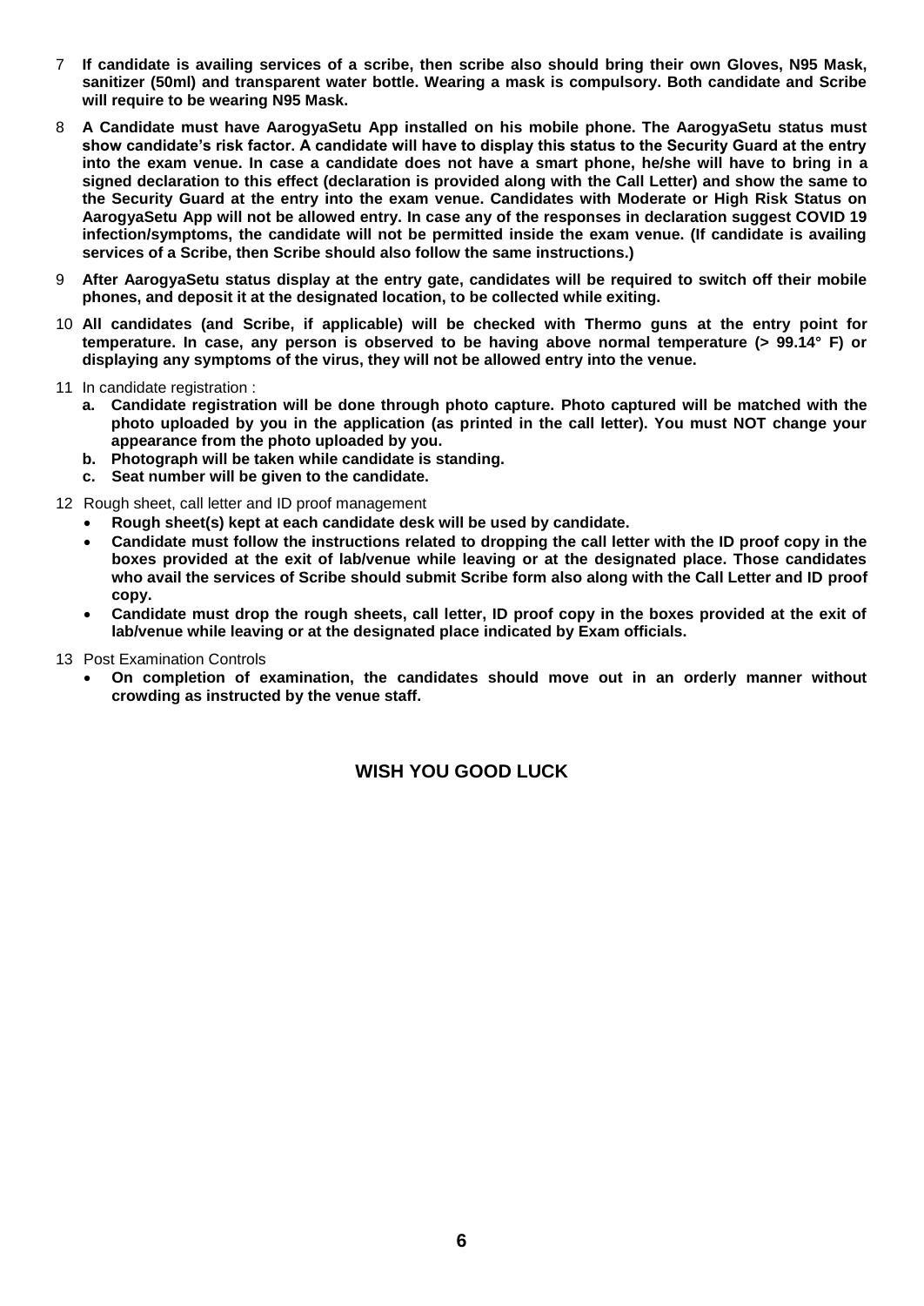7 **If candidate is availing services of a scribe, then scribe also should bring their own Gloves, N95 Mask, sanitizer (50ml) and transparent water bottle. Wearing a mask is compulsory. Both candidate and Scribe will require to be wearing N95 Mask.**

8 **A Candidate must have AarogyaSetu App installed on his mobile phone. The AarogyaSetu status must show candidate's risk factor. A candidate will have to display this status to the Security Guard at the entry into the exam venue. In case a candidate does not have a smart phone, he/she will have to bring in a signed declaration to this effect (declaration is provided along with the Call Letter) and show the same to the Security Guard at the entry into the exam venue. Candidates with Moderate or High Risk Status on AarogyaSetu App will not be allowed entry. In case any of the responses in declaration suggest COVID 19 infection/symptoms, the candidate will not be permitted inside the exam venue. (If candidate is availing services of a Scribe, then Scribe should also follow the same instructions.)**

9 **After AarogyaSetu status display at the entry gate, candidates will be required to switch off their mobile phones, and deposit it at the designated location, to be collected while exiting.**

10 **All candidates (and Scribe, if applicable) will be checked with Thermo guns at the entry point for temperature. In case, any person is observed to be having above normal temperature (> 99.14° F) or displaying any symptoms of the virus, they will not be allowed entry into the venue.**

11 In candidate registration :
   - **a. Candidate registration will be done through photo capture. Photo captured will be matched with the photo uploaded by you in the application (as printed in the call letter). You must NOT change your appearance from the photo uploaded by you.**
   - **b. Photograph will be taken while candidate is standing.**
   - **c. Seat number will be given to the candidate.**

12 Rough sheet, call letter and ID proof management
   - **Rough sheet(s) kept at each candidate desk will be used by candidate.**
   - **Candidate must follow the instructions related to dropping the call letter with the ID proof copy in the boxes provided at the exit of lab/venue while leaving or at the designated place. Those candidates who avail the services of Scribe should submit Scribe form also along with the Call Letter and ID proof copy.**
   - **Candidate must drop the rough sheets, call letter, ID proof copy in the boxes provided at the exit of lab/venue while leaving or at the designated place indicated by Exam officials.**

13 Post Examination Controls
   - **On completion of examination, the candidates should move out in an orderly manner without crowding as instructed by the venue staff.**

**WISH YOU GOOD LUCK**